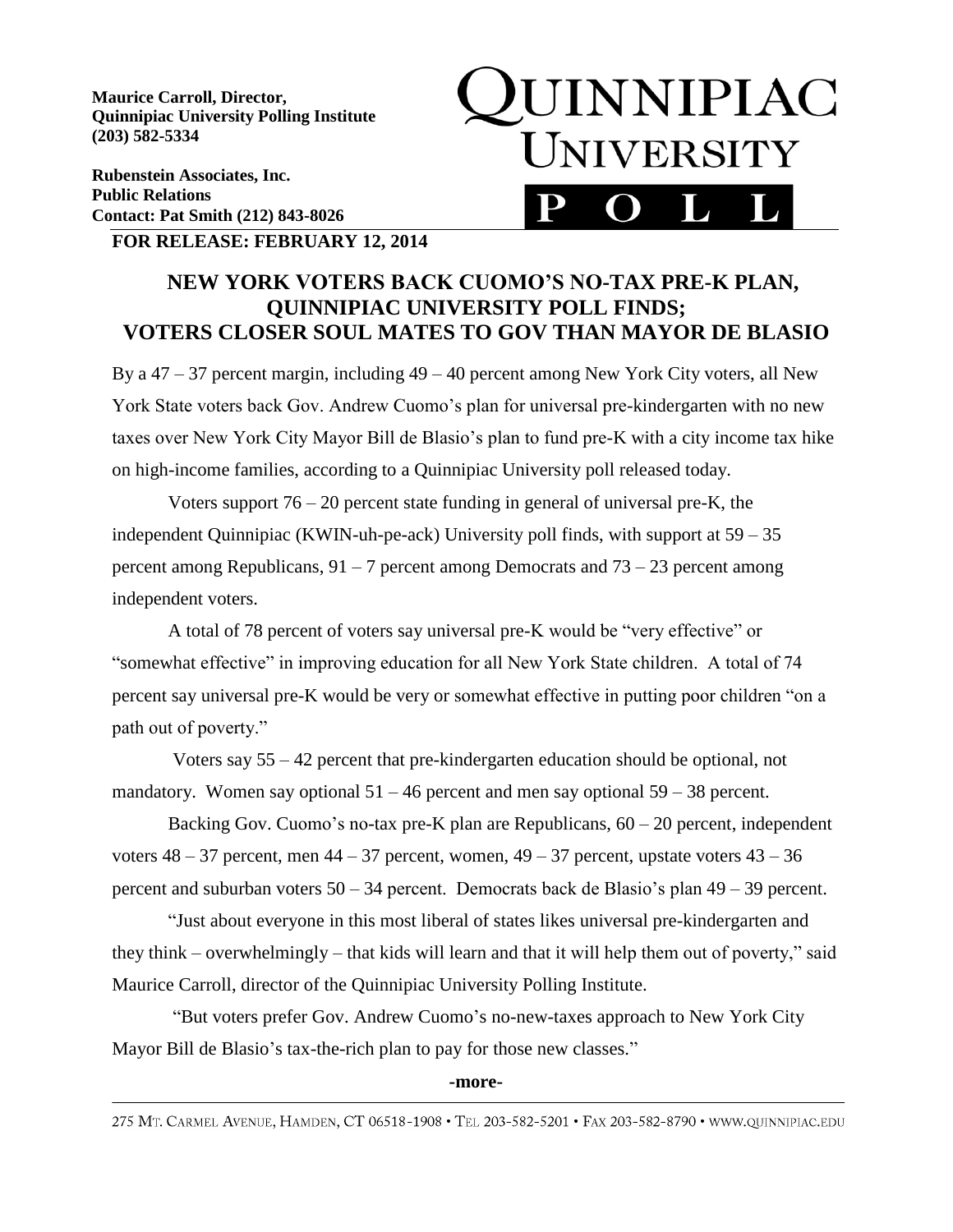**Maurice Carroll, Director,**
**Quinnipiac University Polling Institute**
**(203) 582-5334**

**Rubenstein Associates, Inc.**
**Public Relations**
**Contact: Pat Smith (212) 843-8026**

QUINNIPIAC UNIVERSITY POLL

**FOR RELEASE: FEBRUARY 12, 2014**

## NEW YORK VOTERS BACK CUOMO'S NO-TAX PRE-K PLAN, QUINNIPIAC UNIVERSITY POLL FINDS; VOTERS CLOSER SOUL MATES TO GOV THAN MAYOR DE BLASIO

By a 47 – 37 percent margin, including 49 – 40 percent among New York City voters, all New York State voters back Gov. Andrew Cuomo's plan for universal pre-kindergarten with no new taxes over New York City Mayor Bill de Blasio's plan to fund pre-K with a city income tax hike on high-income families, according to a Quinnipiac University poll released today.

Voters support 76 – 20 percent state funding in general of universal pre-K, the independent Quinnipiac (KWIN-uh-pe-ack) University poll finds, with support at 59 – 35 percent among Republicans, 91 – 7 percent among Democrats and 73 – 23 percent among independent voters.

A total of 78 percent of voters say universal pre-K would be "very effective" or "somewhat effective" in improving education for all New York State children. A total of 74 percent say universal pre-K would be very or somewhat effective in putting poor children "on a path out of poverty."

Voters say 55 – 42 percent that pre-kindergarten education should be optional, not mandatory. Women say optional 51 – 46 percent and men say optional 59 – 38 percent.

Backing Gov. Cuomo's no-tax pre-K plan are Republicans, 60 – 20 percent, independent voters 48 – 37 percent, men 44 – 37 percent, women, 49 – 37 percent, upstate voters 43 – 36 percent and suburban voters 50 – 34 percent. Democrats back de Blasio's plan 49 – 39 percent.

"Just about everyone in this most liberal of states likes universal pre-kindergarten and they think – overwhelmingly – that kids will learn and that it will help them out of poverty," said Maurice Carroll, director of the Quinnipiac University Polling Institute.

"But voters prefer Gov. Andrew Cuomo's no-new-taxes approach to New York City Mayor Bill de Blasio's tax-the-rich plan to pay for those new classes."

**-more-**

275 MT. CARMEL AVENUE, HAMDEN, CT 06518-1908 • TEL 203-582-5201 • FAX 203-582-8790 • WWW.QUINNIPIAC.EDU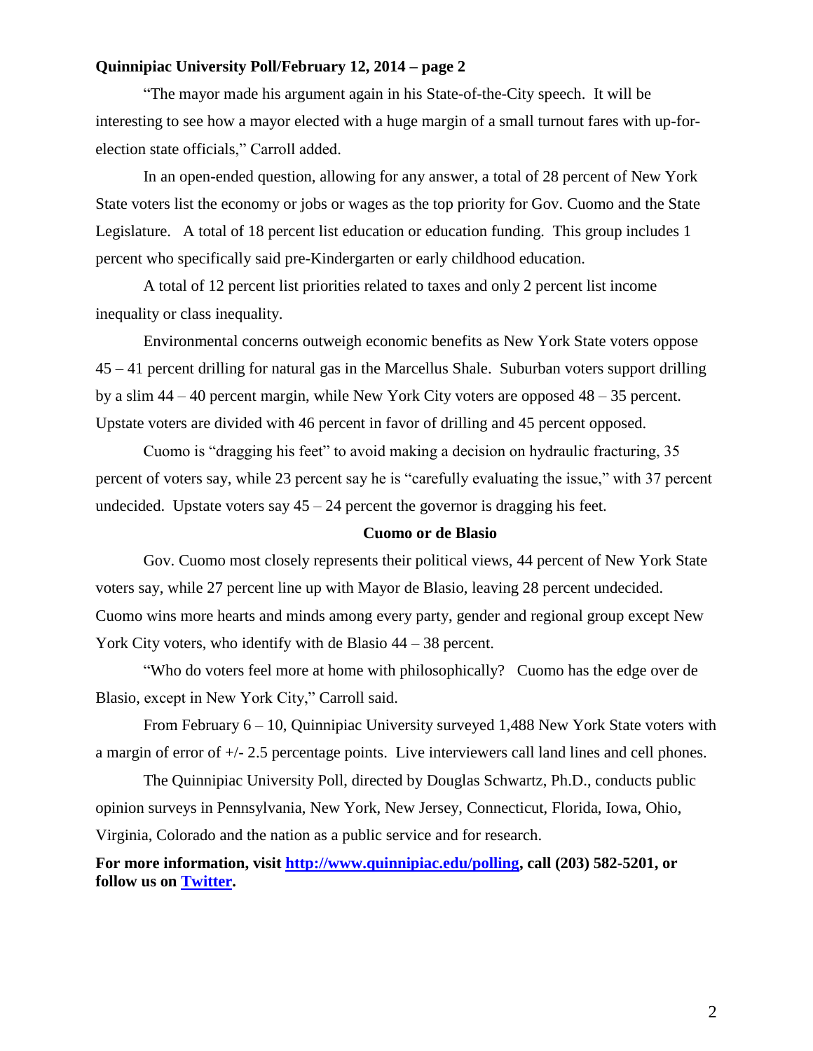"The mayor made his argument again in his State-of-the-City speech. It will be interesting to see how a mayor elected with a huge margin of a small turnout fares with up-for-election state officials," Carroll added.

In an open-ended question, allowing for any answer, a total of 28 percent of New York State voters list the economy or jobs or wages as the top priority for Gov. Cuomo and the State Legislature. A total of 18 percent list education or education funding. This group includes 1 percent who specifically said pre-Kindergarten or early childhood education.

A total of 12 percent list priorities related to taxes and only 2 percent list income inequality or class inequality.

Environmental concerns outweigh economic benefits as New York State voters oppose 45 – 41 percent drilling for natural gas in the Marcellus Shale. Suburban voters support drilling by a slim 44 – 40 percent margin, while New York City voters are opposed 48 – 35 percent. Upstate voters are divided with 46 percent in favor of drilling and 45 percent opposed.

Cuomo is "dragging his feet" to avoid making a decision on hydraulic fracturing, 35 percent of voters say, while 23 percent say he is "carefully evaluating the issue," with 37 percent undecided. Upstate voters say 45 – 24 percent the governor is dragging his feet.

**Cuomo or de Blasio**

Gov. Cuomo most closely represents their political views, 44 percent of New York State voters say, while 27 percent line up with Mayor de Blasio, leaving 28 percent undecided. Cuomo wins more hearts and minds among every party, gender and regional group except New York City voters, who identify with de Blasio 44 – 38 percent.

"Who do voters feel more at home with philosophically? Cuomo has the edge over de Blasio, except in New York City," Carroll said.

From February 6 – 10, Quinnipiac University surveyed 1,488 New York State voters with a margin of error of +/- 2.5 percentage points. Live interviewers call land lines and cell phones.

The Quinnipiac University Poll, directed by Douglas Schwartz, Ph.D., conducts public opinion surveys in Pennsylvania, New York, New Jersey, Connecticut, Florida, Iowa, Ohio, Virginia, Colorado and the nation as a public service and for research.

**For more information, visit [http://www.quinnipiac.edu/polling](http://www.quinnipiac.edu/polling), call (203) 582-5201, or follow us on [Twitter](Twitter).**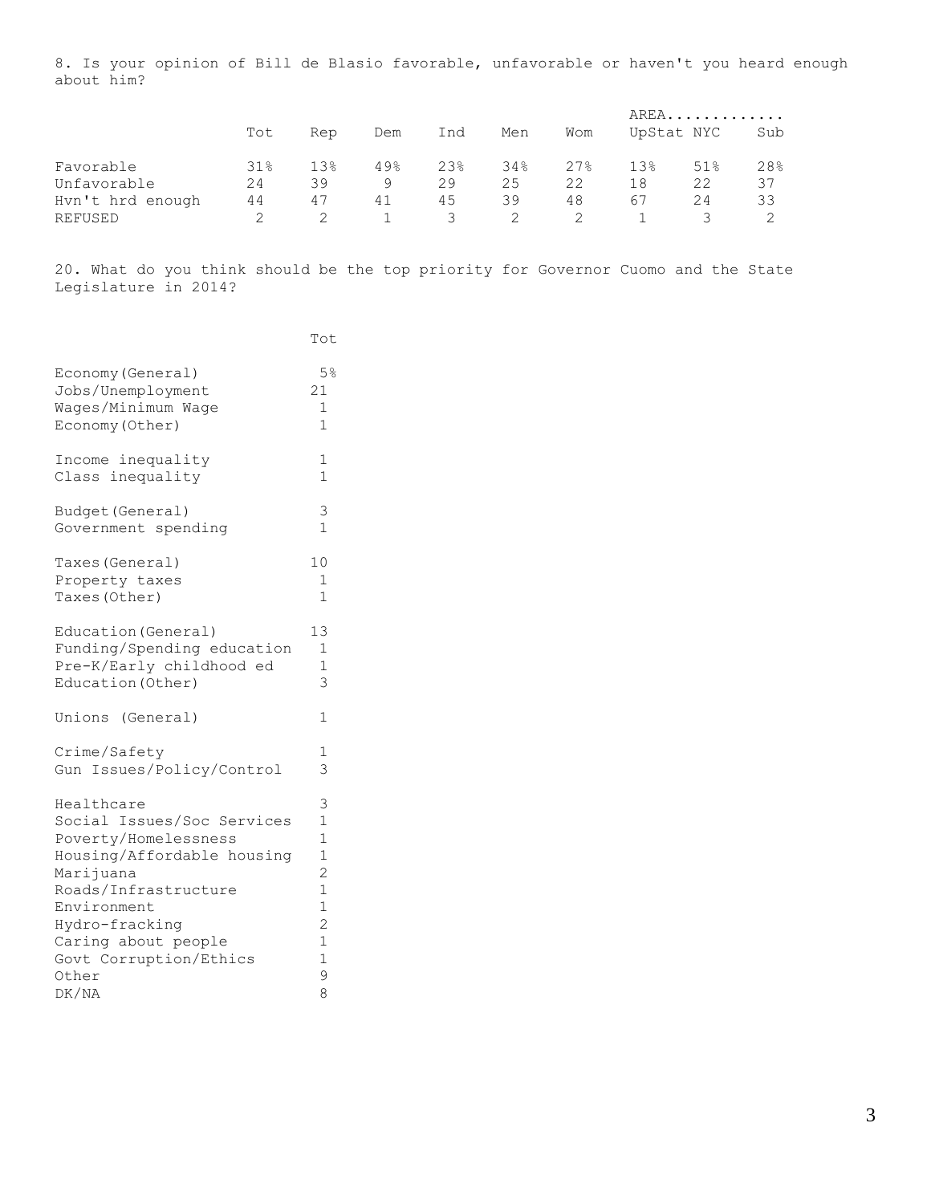8. Is your opinion of Bill de Blasio favorable, unfavorable or haven't you heard enough about him?

| | Tot | Rep | Dem | Ind | Men | Wom | AREA............. | | |
|---|---|---|---|---|---|---|---|---|---|
| | | | | | | | UpStat | NYC | Sub |
| Favorable | 31% | 13% | 49% | 23% | 34% | 27% | 13% | 51% | 28% |
| Unfavorable | 24 | 39 | 9 | 29 | 25 | 22 | 18 | 22 | 37 |
| Hvn't hrd enough | 44 | 47 | 41 | 45 | 39 | 48 | 67 | 24 | 33 |
| REFUSED | 2 | 2 | 1 | 3 | 2 | 2 | 1 | 3 | 2 |

20. What do you think should be the top priority for Governor Cuomo and the State Legislature in 2014?

| | Tot |
|---|---|
| Economy(General) | 5% |
| Jobs/Unemployment | 21 |
| Wages/Minimum Wage | 1 |
| Economy(Other) | 1 |
| | |
| Income inequality | 1 |
| Class inequality | 1 |
| | |
| Budget(General) | 3 |
| Government spending | 1 |
| | |
| Taxes(General) | 10 |
| Property taxes | 1 |
| Taxes(Other) | 1 |
| | |
| Education(General) | 13 |
| Funding/Spending education | 1 |
| Pre-K/Early childhood ed | 1 |
| Education(Other) | 3 |
| | |
| Unions (General) | 1 |
| | |
| Crime/Safety | 1 |
| Gun Issues/Policy/Control | 3 |
| | |
| Healthcare | 3 |
| Social Issues/Soc Services | 1 |
| Poverty/Homelessness | 1 |
| Housing/Affordable housing | 1 |
| Marijuana | 2 |
| Roads/Infrastructure | 1 |
| Environment | 1 |
| Hydro-fracking | 2 |
| Caring about people | 1 |
| Govt Corruption/Ethics | 1 |
| Other | 9 |
| DK/NA | 8 |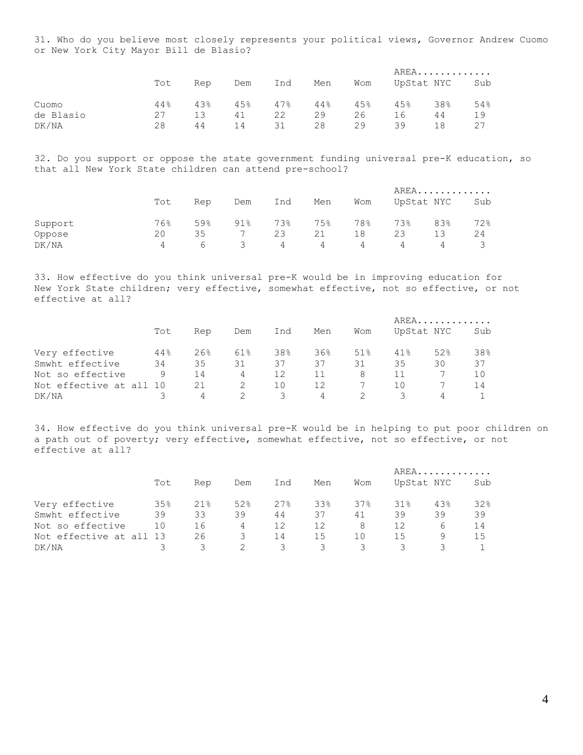31. Who do you believe most closely represents your political views, Governor Andrew Cuomo or New York City Mayor Bill de Blasio?

| | Tot | Rep | Dem | Ind | Men | Wom | AREA............. UpStat | NYC | Sub |
|---|---|---|---|---|---|---|---|---|---|
| Cuomo | 44% | 43% | 45% | 47% | 44% | 45% | 45% | 38% | 54% |
| de Blasio | 27 | 13 | 41 | 22 | 29 | 26 | 16 | 44 | 19 |
| DK/NA | 28 | 44 | 14 | 31 | 28 | 29 | 39 | 18 | 27 |

32. Do you support or oppose the state government funding universal pre-K education, so that all New York State children can attend pre-school?

| | Tot | Rep | Dem | Ind | Men | Wom | AREA............. UpStat | NYC | Sub |
|---|---|---|---|---|---|---|---|---|---|
| Support | 76% | 59% | 91% | 73% | 75% | 78% | 73% | 83% | 72% |
| Oppose | 20 | 35 | 7 | 23 | 21 | 18 | 23 | 13 | 24 |
| DK/NA | 4 | 6 | 3 | 4 | 4 | 4 | 4 | 4 | 3 |

33. How effective do you think universal pre-K would be in improving education for New York State children; very effective, somewhat effective, not so effective, or not effective at all?

| | Tot | Rep | Dem | Ind | Men | Wom | AREA............. UpStat | NYC | Sub |
|---|---|---|---|---|---|---|---|---|---|
| Very effective | 44% | 26% | 61% | 38% | 36% | 51% | 41% | 52% | 38% |
| Smwht effective | 34 | 35 | 31 | 37 | 37 | 31 | 35 | 30 | 37 |
| Not so effective | 9 | 14 | 4 | 12 | 11 | 8 | 11 | 7 | 10 |
| Not effective at all | 10 | 21 | 2 | 10 | 12 | 7 | 10 | 7 | 14 |
| DK/NA | 3 | 4 | 2 | 3 | 4 | 2 | 3 | 4 | 1 |

34. How effective do you think universal pre-K would be in helping to put poor children on a path out of poverty; very effective, somewhat effective, not so effective, or not effective at all?

| | Tot | Rep | Dem | Ind | Men | Wom | AREA............. UpStat | NYC | Sub |
|---|---|---|---|---|---|---|---|---|---|
| Very effective | 35% | 21% | 52% | 27% | 33% | 37% | 31% | 43% | 32% |
| Smwht effective | 39 | 33 | 39 | 44 | 37 | 41 | 39 | 39 | 39 |
| Not so effective | 10 | 16 | 4 | 12 | 12 | 8 | 12 | 6 | 14 |
| Not effective at all | 13 | 26 | 3 | 14 | 15 | 10 | 15 | 9 | 15 |
| DK/NA | 3 | 3 | 2 | 3 | 3 | 3 | 3 | 3 | 1 |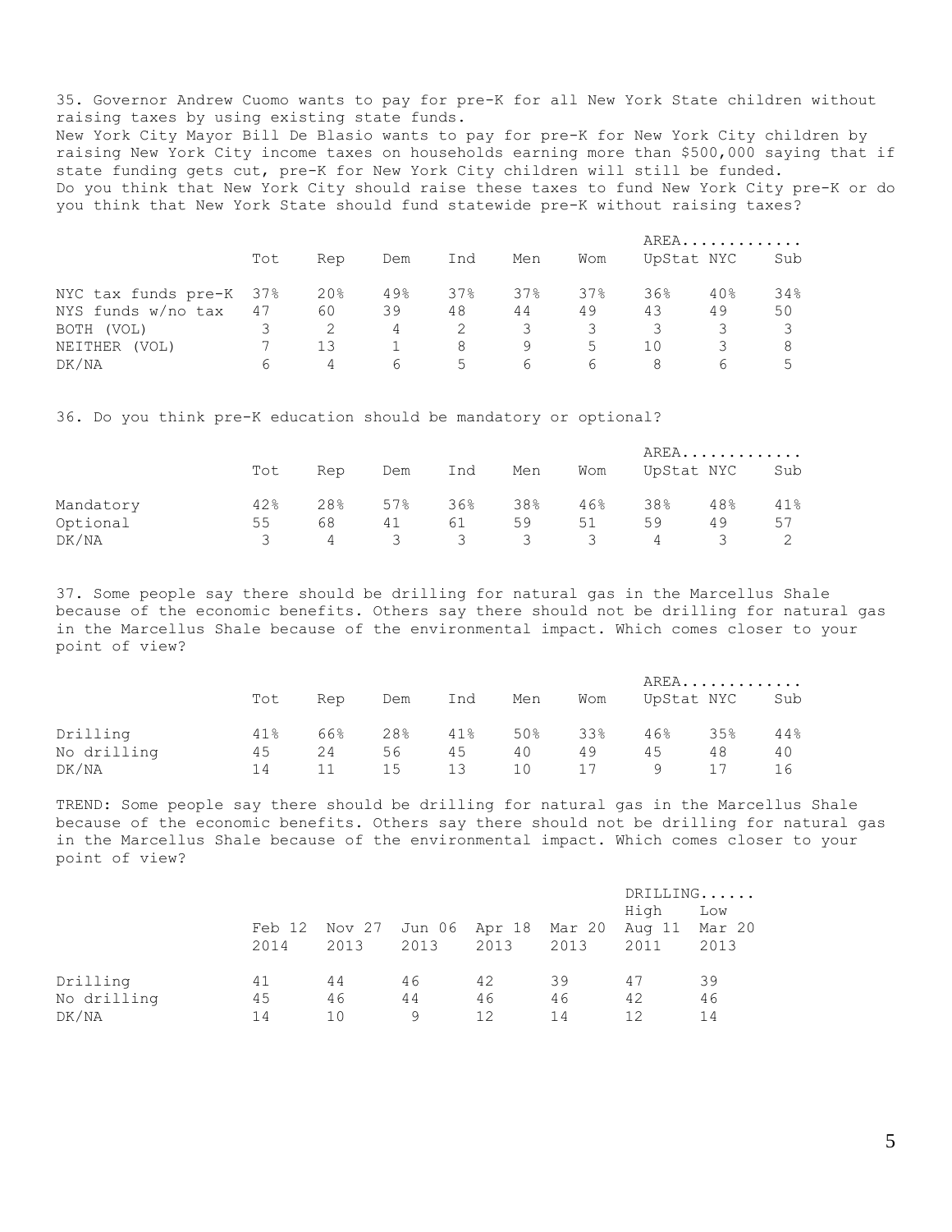35. Governor Andrew Cuomo wants to pay for pre-K for all New York State children without raising taxes by using existing state funds.
New York City Mayor Bill De Blasio wants to pay for pre-K for New York City children by raising New York City income taxes on households earning more than $500,000 saying that if state funding gets cut, pre-K for New York City children will still be funded.
Do you think that New York City should raise these taxes to fund New York City pre-K or do you think that New York State should fund statewide pre-K without raising taxes?

| | | | | | | | AREA............. | | |
|---|---|---|---|---|---|---|---|---|---|
| | Tot | Rep | Dem | Ind | Men | Wom | UpStat | NYC | Sub |
| NYC tax funds pre-K | 37% | 20% | 49% | 37% | 37% | 37% | 36% | 40% | 34% |
| NYS funds w/no tax | 47 | 60 | 39 | 48 | 44 | 49 | 43 | 49 | 50 |
| BOTH (VOL) | 3 | 2 | 4 | 2 | 3 | 3 | 3 | 3 | 3 |
| NEITHER (VOL) | 7 | 13 | 1 | 8 | 9 | 5 | 10 | 3 | 8 |
| DK/NA | 6 | 4 | 6 | 5 | 6 | 6 | 8 | 6 | 5 |

36. Do you think pre-K education should be mandatory or optional?

| | | | | | | | AREA............. | | |
|---|---|---|---|---|---|---|---|---|---|
| | Tot | Rep | Dem | Ind | Men | Wom | UpStat | NYC | Sub |
| Mandatory | 42% | 28% | 57% | 36% | 38% | 46% | 38% | 48% | 41% |
| Optional | 55 | 68 | 41 | 61 | 59 | 51 | 59 | 49 | 57 |
| DK/NA | 3 | 4 | 3 | 3 | 3 | 3 | 4 | 3 | 2 |

37. Some people say there should be drilling for natural gas in the Marcellus Shale because of the economic benefits. Others say there should not be drilling for natural gas in the Marcellus Shale because of the environmental impact. Which comes closer to your point of view?

| | | | | | | | AREA............. | | |
|---|---|---|---|---|---|---|---|---|---|
| | Tot | Rep | Dem | Ind | Men | Wom | UpStat | NYC | Sub |
| Drilling | 41% | 66% | 28% | 41% | 50% | 33% | 46% | 35% | 44% |
| No drilling | 45 | 24 | 56 | 45 | 40 | 49 | 45 | 48 | 40 |
| DK/NA | 14 | 11 | 15 | 13 | 10 | 17 | 9 | 17 | 16 |

TREND: Some people say there should be drilling for natural gas in the Marcellus Shale because of the economic benefits. Others say there should not be drilling for natural gas in the Marcellus Shale because of the environmental impact. Which comes closer to your point of view?

| | | | | | | DRILLING...... | |
|---|---|---|---|---|---|---|---|
| | | | | | | High | Low |
| | Feb 12 2014 | Nov 27 2013 | Jun 06 2013 | Apr 18 2013 | Mar 20 2013 | Aug 11 2011 | Mar 20 2013 |
| Drilling | 41 | 44 | 46 | 42 | 39 | 47 | 39 |
| No drilling | 45 | 46 | 44 | 46 | 46 | 42 | 46 |
| DK/NA | 14 | 10 | 9 | 12 | 14 | 12 | 14 |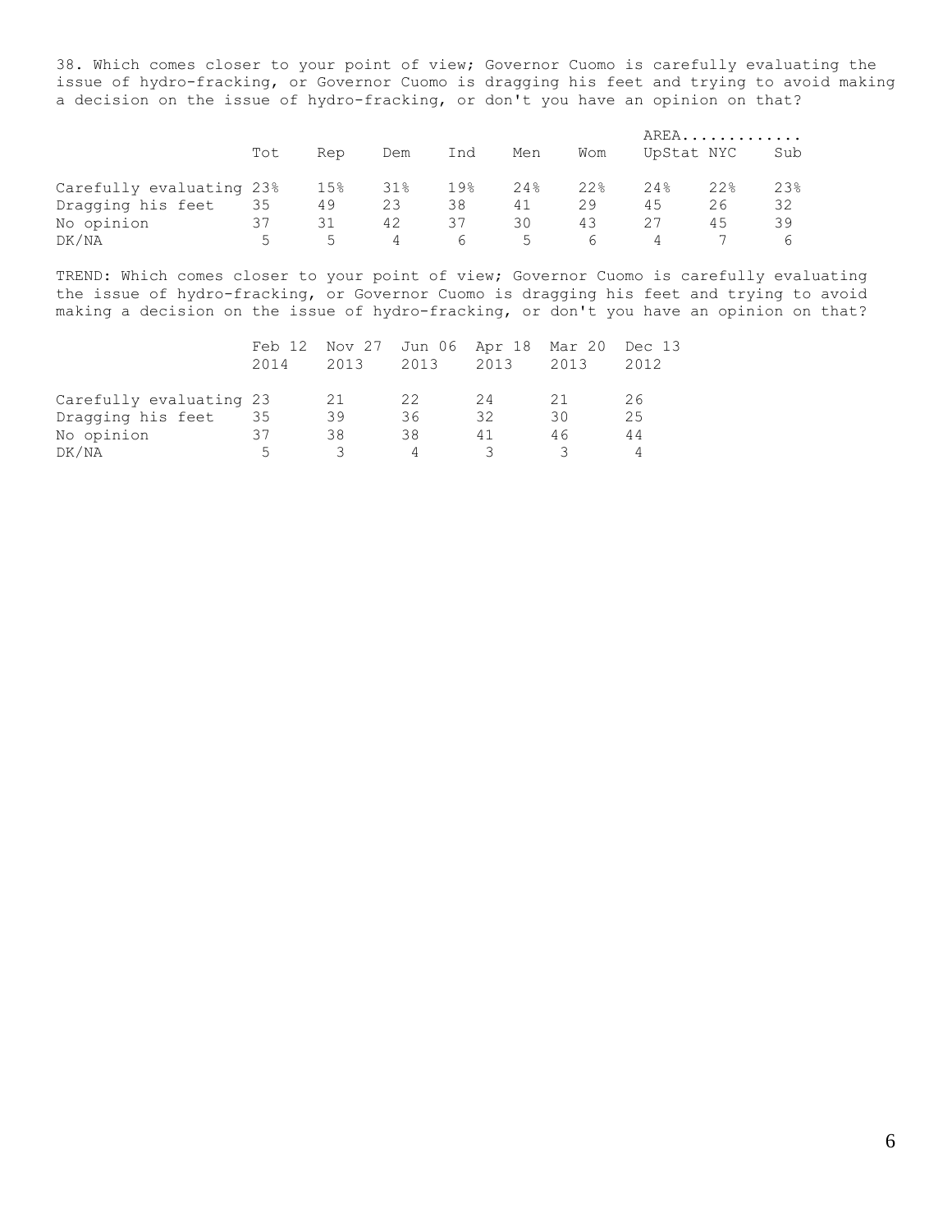38. Which comes closer to your point of view; Governor Cuomo is carefully evaluating the issue of hydro-fracking, or Governor Cuomo is dragging his feet and trying to avoid making a decision on the issue of hydro-fracking, or don't you have an opinion on that?

| | | | | | | | AREA | | |
|---|---|---|---|---|---|---|---|---|---|
| | Tot | Rep | Dem | Ind | Men | Wom | UpStat | NYC | Sub |
| Carefully evaluating | 23% | 15% | 31% | 19% | 24% | 22% | 24% | 22% | 23% |
| Dragging his feet | 35 | 49 | 23 | 38 | 41 | 29 | 45 | 26 | 32 |
| No opinion | 37 | 31 | 42 | 37 | 30 | 43 | 27 | 45 | 39 |
| DK/NA | 5 | 5 | 4 | 6 | 5 | 6 | 4 | 7 | 6 |

TREND: Which comes closer to your point of view; Governor Cuomo is carefully evaluating the issue of hydro-fracking, or Governor Cuomo is dragging his feet and trying to avoid making a decision on the issue of hydro-fracking, or don't you have an opinion on that?

| | Feb 12 2014 | Nov 27 2013 | Jun 06 2013 | Apr 18 2013 | Mar 20 2013 | Dec 13 2012 |
|---|---|---|---|---|---|---|
| Carefully evaluating | 23 | 21 | 22 | 24 | 21 | 26 |
| Dragging his feet | 35 | 39 | 36 | 32 | 30 | 25 |
| No opinion | 37 | 38 | 38 | 41 | 46 | 44 |
| DK/NA | 5 | 3 | 4 | 3 | 3 | 4 |